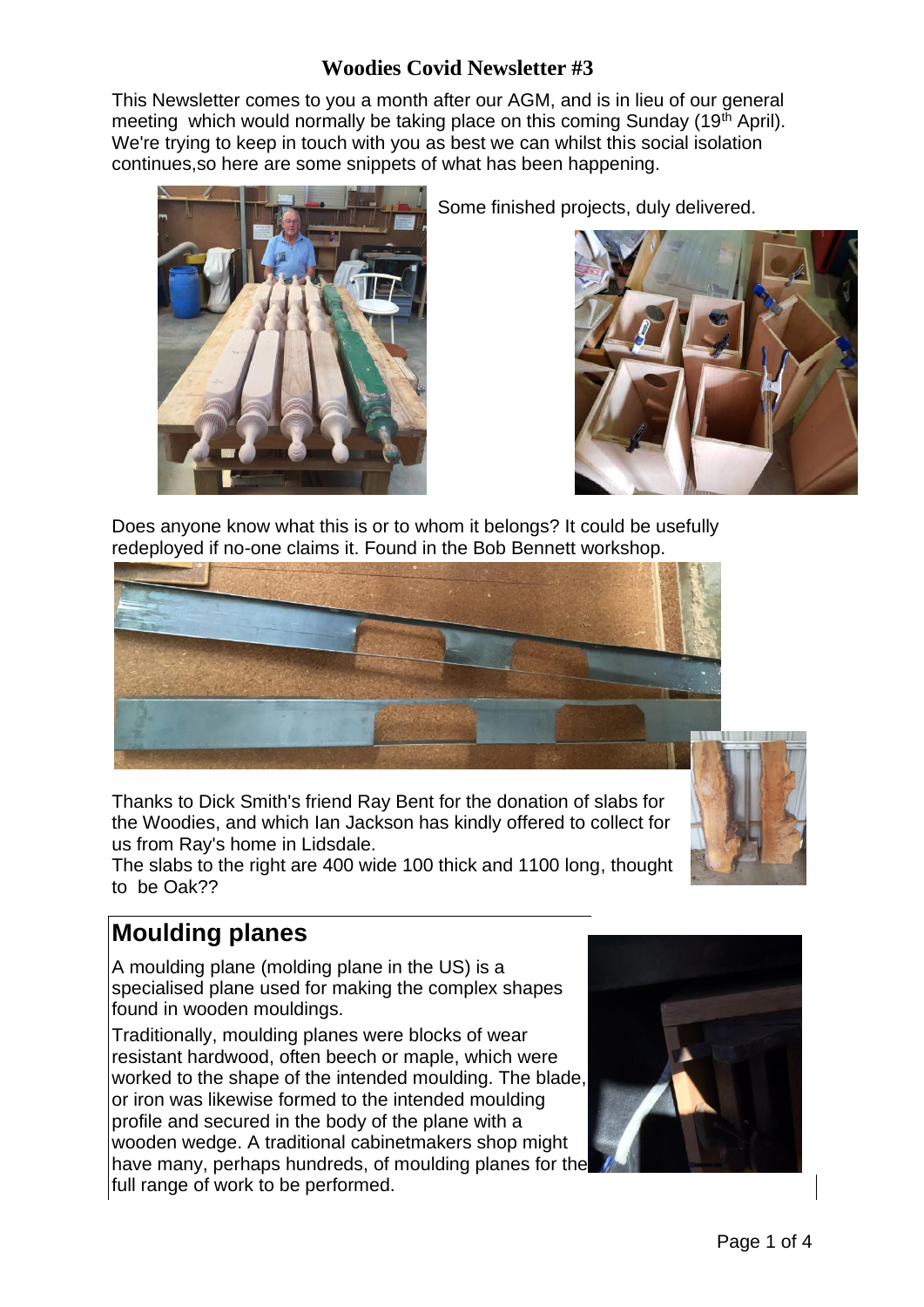# Woodies Covid Newsletter #3

This Newsletter comes to you a month after our AGM, and is in lieu of our general meeting which would normally be taking place on this coming Sunday (19th April). We're trying to keep in touch with you as best we can whilst this social isolation continues,so here are some snippets of what has been happening.

Some finished projects, duly delivered.

Does anyone know what this is or to whom it belongs? It could be usefully redeployed if no-one claims it. Found in the Bob Bennett workshop.

Thanks to Dick Smith's friend Ray Bent for the donation of slabs for the Woodies, and which Ian Jackson has kindly offered to collect for us from Ray's home in Lidsdale.

The slabs to the right are 400 wide 100 thick and 1100 long, thought to be Oak??

## Moulding planes

A moulding plane (molding plane in the US) is a specialised plane used for making the complex shapes found in wooden mouldings.

Traditionally, moulding planes were blocks of wear resistant hardwood, often beech or maple, which were worked to the shape of the intended moulding. The blade, or iron was likewise formed to the intended moulding profile and secured in the body of the plane with a wooden wedge. A traditional cabinetmakers shop might have many, perhaps hundreds, of moulding planes for the full range of work to be performed.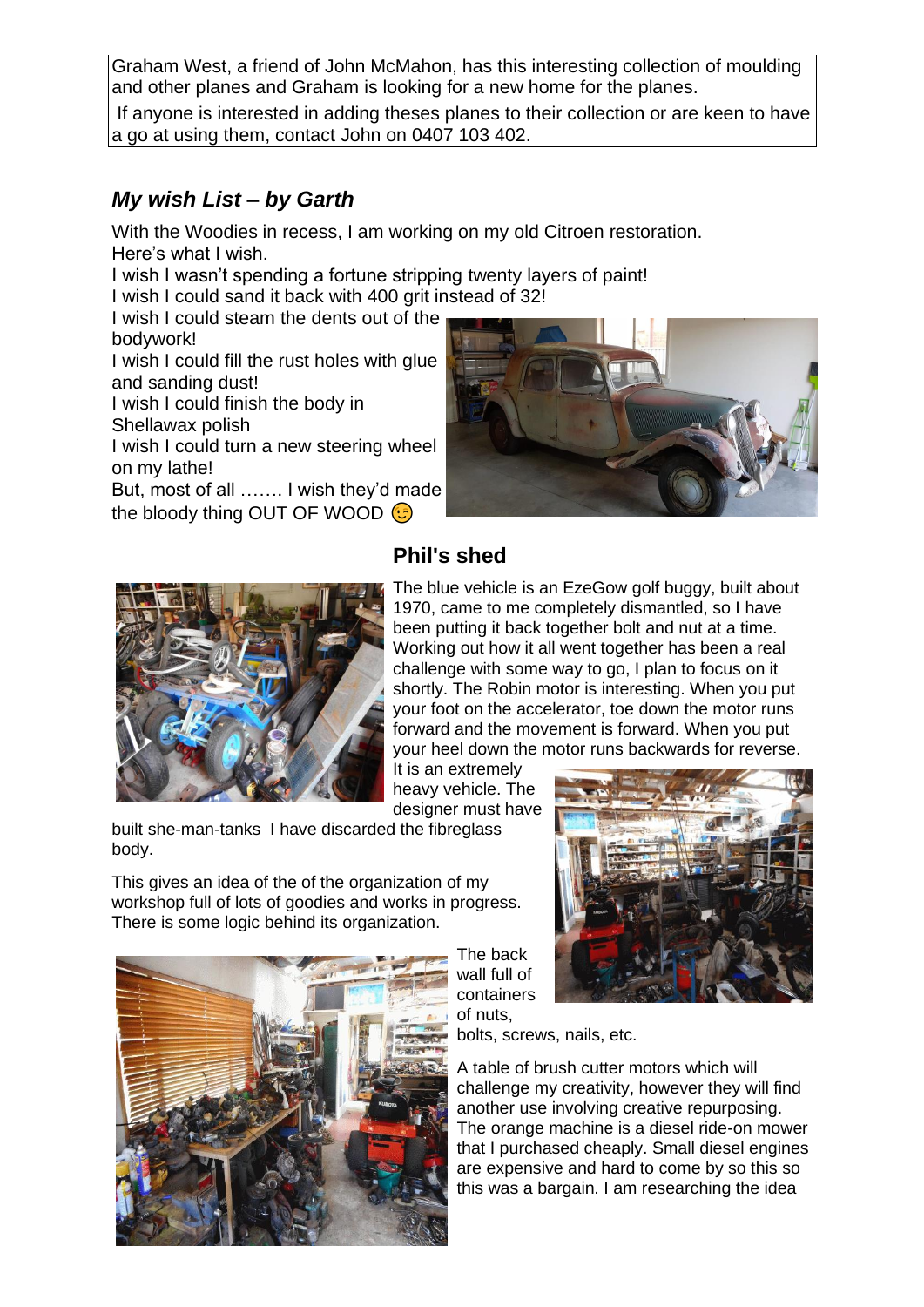Graham West, a friend of John McMahon, has this interesting collection of moulding and other planes and Graham is looking for a new home for the planes.

If anyone is interested in adding theses planes to their collection or are keen to have a go at using them, contact John on 0407 103 402.

## *My wish List – by Garth*

With the Woodies in recess, I am working on my old Citroen restoration.
Here's what I wish.
I wish I wasn't spending a fortune stripping twenty layers of paint!
I wish I could sand it back with 400 grit instead of 32!
I wish I could steam the dents out of the bodywork!
I wish I could fill the rust holes with glue and sanding dust!
I wish I could finish the body in Shellawax polish
I wish I could turn a new steering wheel on my lathe!
But, most of all ……. I wish they'd made the bloody thing OUT OF WOOD 😉

## Phil's shed

The blue vehicle is an EzeGow golf buggy, built about 1970, came to me completely dismantled, so I have been putting it back together bolt and nut at a time. Working out how it all went together has been a real challenge with some way to go, I plan to focus on it shortly. The Robin motor is interesting. When you put your foot on the accelerator, toe down the motor runs forward and the movement is forward. When you put your heel down the motor runs backwards for reverse. It is an extremely heavy vehicle. The designer must have built she-man-tanks I have discarded the fibreglass body.

This gives an idea of the of the organization of my workshop full of lots of goodies and works in progress. There is some logic behind its organization.

The back wall full of containers of nuts, bolts, screws, nails, etc.

A table of brush cutter motors which will challenge my creativity, however they will find another use involving creative repurposing. The orange machine is a diesel ride-on mower that I purchased cheaply. Small diesel engines are expensive and hard to come by so this so this was a bargain. I am researching the idea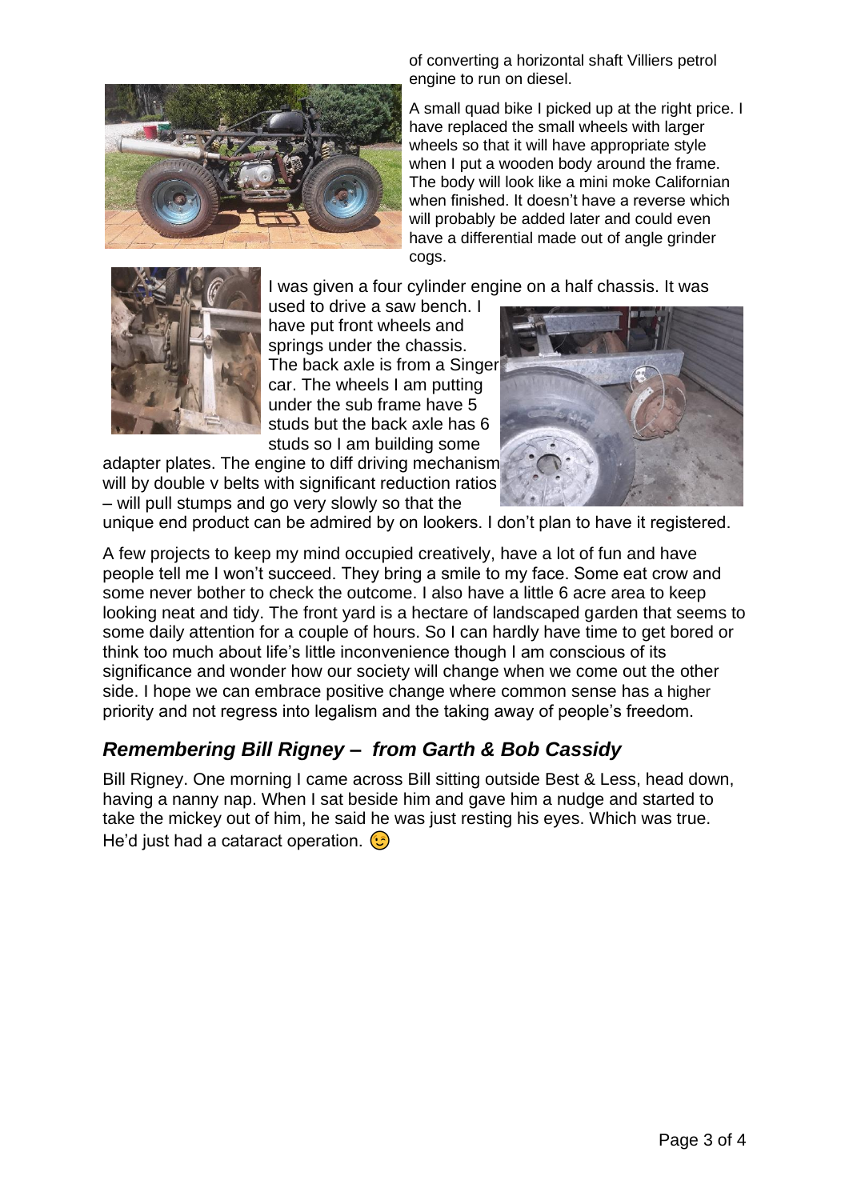of converting a horizontal shaft Villiers petrol engine to run on diesel.

A small quad bike I picked up at the right price. I have replaced the small wheels with larger wheels so that it will have appropriate style when I put a wooden body around the frame. The body will look like a mini moke Californian when finished. It doesn't have a reverse which will probably be added later and could even have a differential made out of angle grinder cogs.

I was given a four cylinder engine on a half chassis. It was used to drive a saw bench. I have put front wheels and springs under the chassis. The back axle is from a Singer car. The wheels I am putting under the sub frame have 5 studs but the back axle has 6 studs so I am building some adapter plates. The engine to diff driving mechanism will by double v belts with significant reduction ratios – will pull stumps and go very slowly so that the unique end product can be admired by on lookers. I don't plan to have it registered.

A few projects to keep my mind occupied creatively, have a lot of fun and have people tell me I won't succeed. They bring a smile to my face. Some eat crow and some never bother to check the outcome. I also have a little 6 acre area to keep looking neat and tidy. The front yard is a hectare of landscaped garden that seems to some daily attention for a couple of hours. So I can hardly have time to get bored or think too much about life's little inconvenience though I am conscious of its significance and wonder how our society will change when we come out the other side. I hope we can embrace positive change where common sense has a higher priority and not regress into legalism and the taking away of people's freedom.

## *Remembering Bill Rigney – from Garth & Bob Cassidy*

Bill Rigney. One morning I came across Bill sitting outside Best & Less, head down, having a nanny nap. When I sat beside him and gave him a nudge and started to take the mickey out of him, he said he was just resting his eyes. Which was true. He'd just had a cataract operation. 😉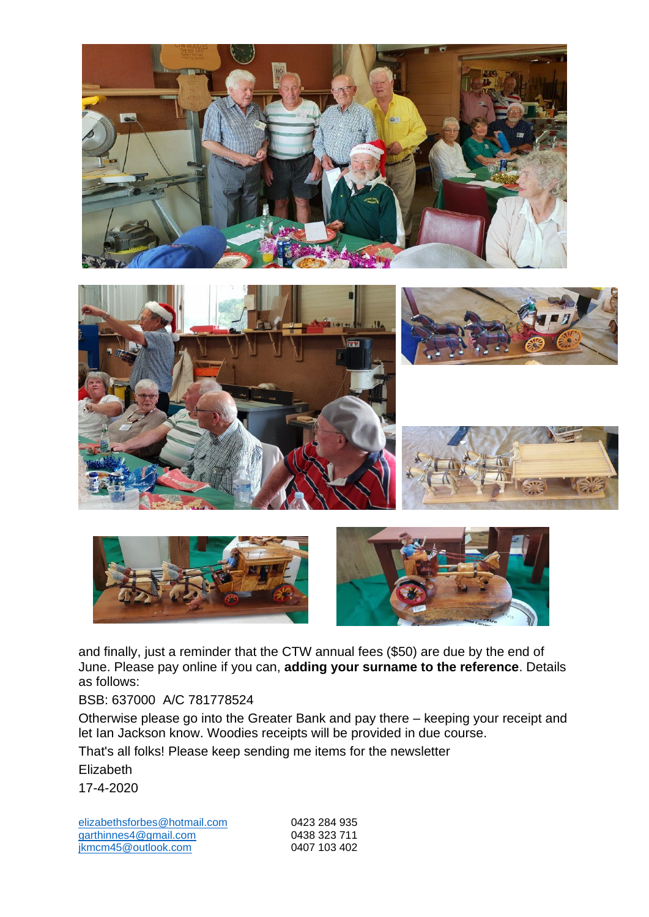and finally, just a reminder that the CTW annual fees ($50) are due by the end of June. Please pay online if you can, **adding your surname to the reference**. Details as follows:

BSB: 637000  A/C 781778524

Otherwise please go into the Greater Bank and pay there – keeping your receipt and let Ian Jackson know. Woodies receipts will be provided in due course.

That's all folks! Please keep sending me items for the newsletter

Elizabeth

17-4-2020

| | |
|---|---|
| elizabethsforbes@hotmail.com | 0423 284 935 |
| garthinnes4@gmail.com | 0438 323 711 |
| jkmcm45@outlook.com | 0407 103 402 |